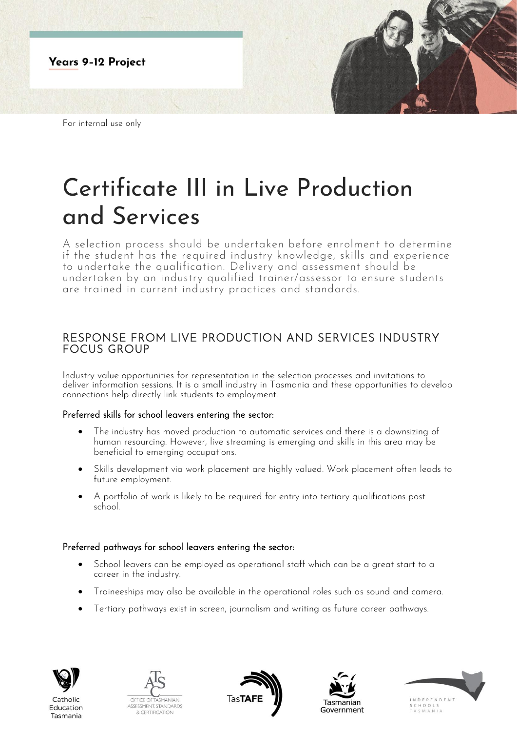**Years 9-12 Project**

For internal use only

# Certificate III in Live Production and Services

A selection process should be undertaken before enrolment to determine if the student has the required industry knowledge, skills and experience to undertake the qualification. Delivery and assessment should be undertaken by an industry qualified trainer/assessor to ensure students are trained in current industry practices and standards.

## RESPONSE FROM LIVE PRODUCTION AND SERVICES INDUSTRY FOCUS GROUP

Industry value opportunities for representation in the selection processes and invitations to deliver information sessions. It is a small industry in Tasmania and these opportunities to develop connections help directly link students to employment.

### Preferred skills for school leavers entering the sector:

- The industry has moved production to automatic services and there is a downsizing of human resourcing. However, live streaming is emerging and skills in this area may be beneficial to emerging occupations.
- Skills development via work placement are highly valued. Work placement often leads to future employment.
- A portfolio of work is likely to be required for entry into tertiary qualifications post school.

### Preferred pathways for school leavers entering the sector:

- School leavers can be employed as operational staff which can be a great start to a career in the industry.
- Traineeships may also be available in the operational roles such as sound and camera.
- Tertiary pathways exist in screen, journalism and writing as future career pathways.

Catholic Education Tasmania | Office of Tasmanian Assessment, Standards & Certification | TasTAFE | Tasmanian Government | Independent Schools Tasmania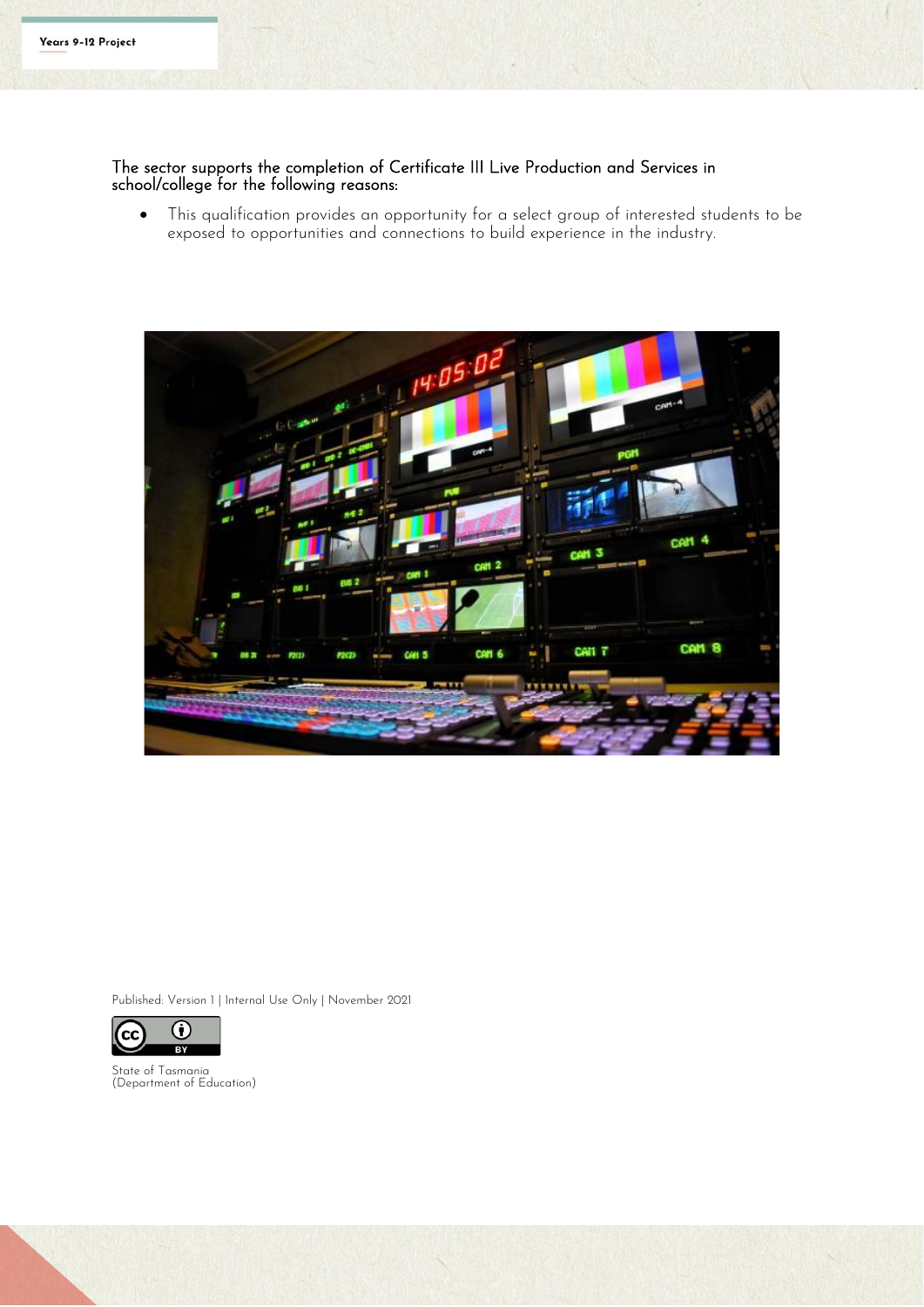The sector supports the completion of Certificate III Live Production and Services in school/college for the following reasons:

- This qualification provides an opportunity for a select group of interested students to be exposed to opportunities and connections to build experience in the industry.

Published: Version 1 | Internal Use Only | November 2021

State of Tasmania
(Department of Education)